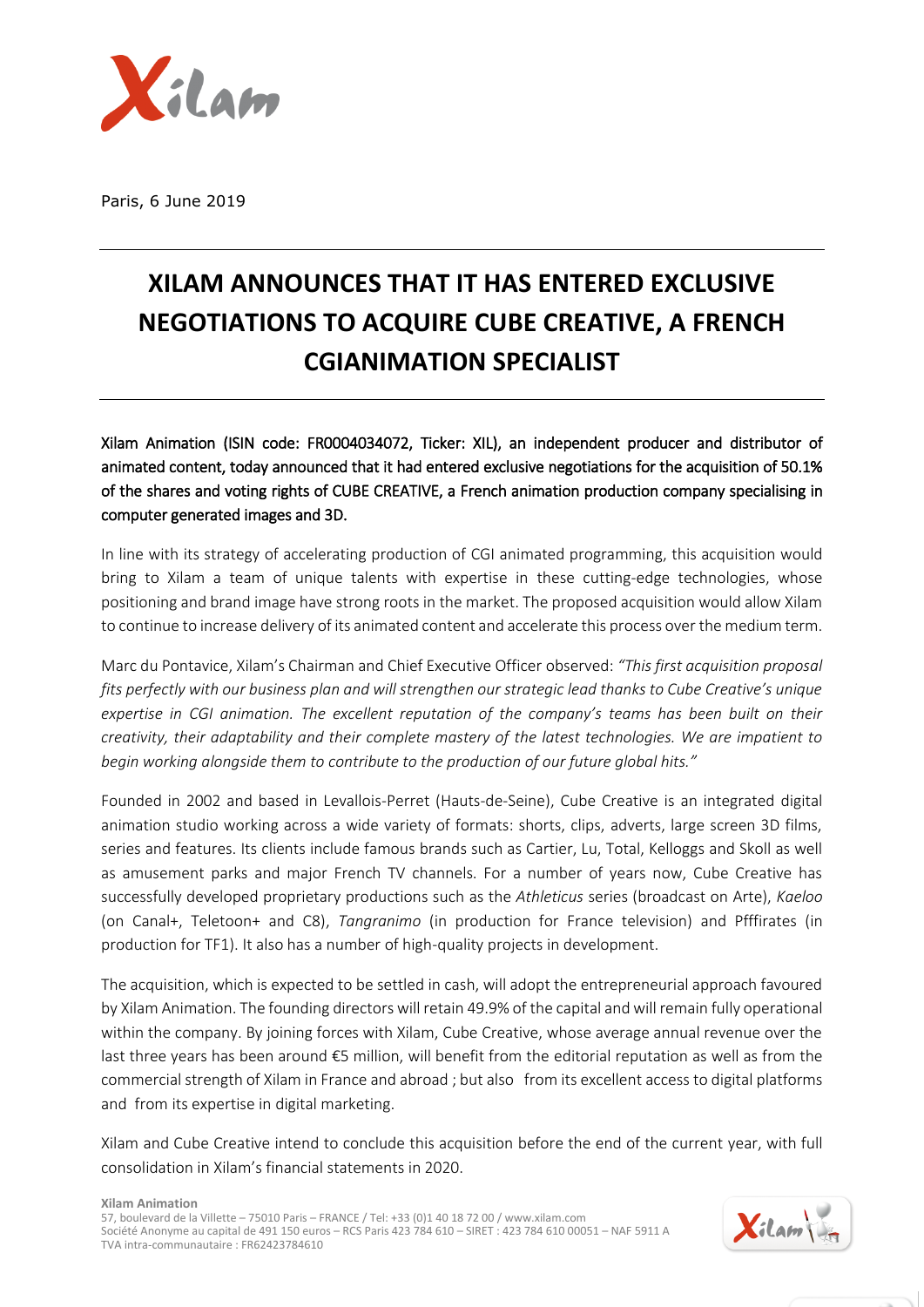Paris, 6 June 2019

# XILAM ANNOUNCES THAT IT HAS ENTERED EXCLUSIVE NEGOTIATIONS TO ACQUIRE CUBE CREATIVE, A FRENCH CGIANIMATION SPECIALIST

**Xilam Animation (ISIN code: FR0004034072, Ticker: XIL), an independent producer and distributor of animated content, today announced that it had entered exclusive negotiations for the acquisition of 50.1% of the shares and voting rights of CUBE CREATIVE, a French animation production company specialising in computer generated images and 3D.**

In line with its strategy of accelerating production of CGI animated programming, this acquisition would bring to Xilam a team of unique talents with expertise in these cutting-edge technologies, whose positioning and brand image have strong roots in the market. The proposed acquisition would allow Xilam to continue to increase delivery of its animated content and accelerate this process over the medium term.

Marc du Pontavice, Xilam's Chairman and Chief Executive Officer observed: *"This first acquisition proposal fits perfectly with our business plan and will strengthen our strategic lead thanks to Cube Creative's unique expertise in CGI animation. The excellent reputation of the company's teams has been built on their creativity, their adaptability and their complete mastery of the latest technologies. We are impatient to begin working alongside them to contribute to the production of our future global hits."*

Founded in 2002 and based in Levallois-Perret (Hauts-de-Seine), Cube Creative is an integrated digital animation studio working across a wide variety of formats: shorts, clips, adverts, large screen 3D films, series and features. Its clients include famous brands such as Cartier, Lu, Total, Kelloggs and Skoll as well as amusement parks and major French TV channels. For a number of years now, Cube Creative has successfully developed proprietary productions such as the *Athleticus* series (broadcast on Arte), *Kaeloo* (on Canal+, Teletoon+ and C8), *Tangranimo* (in production for France television) and Pfffirates (in production for TF1). It also has a number of high-quality projects in development.

The acquisition, which is expected to be settled in cash, will adopt the entrepreneurial approach favoured by Xilam Animation. The founding directors will retain 49.9% of the capital and will remain fully operational within the company. By joining forces with Xilam, Cube Creative, whose average annual revenue over the last three years has been around €5 million, will benefit from the editorial reputation as well as from the commercial strength of Xilam in France and abroad ; but also from its excellent access to digital platforms and from its expertise in digital marketing.

Xilam and Cube Creative intend to conclude this acquisition before the end of the current year, with full consolidation in Xilam's financial statements in 2020.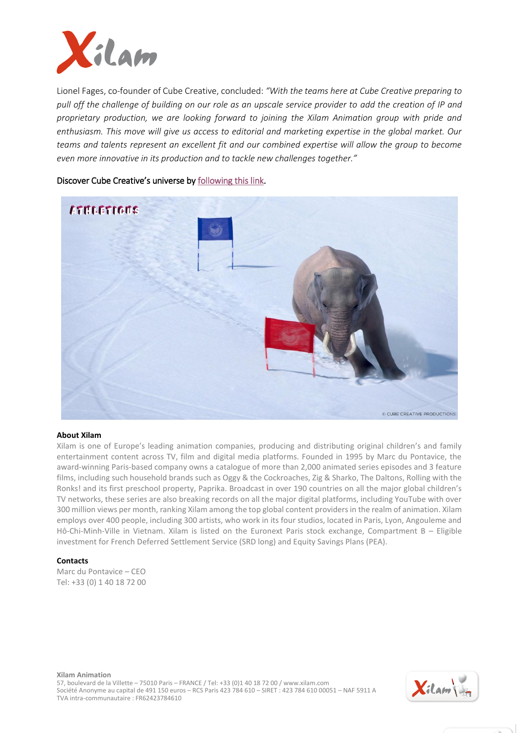Lionel Fages, co-founder of Cube Creative, concluded: *"With the teams here at Cube Creative preparing to pull off the challenge of building on our role as an upscale service provider to add the creation of IP and proprietary production, we are looking forward to joining the Xilam Animation group with pride and enthusiasm. This move will give us access to editorial and marketing expertise in the global market. Our teams and talents represent an excellent fit and our combined expertise will allow the group to become even more innovative in its production and to tackle new challenges together."*

Discover Cube Creative's universe by following this link.

**About Xilam**

Xilam is one of Europe's leading animation companies, producing and distributing original children's and family entertainment content across TV, film and digital media platforms. Founded in 1995 by Marc du Pontavice, the award-winning Paris-based company owns a catalogue of more than 2,000 animated series episodes and 3 feature films, including such household brands such as Oggy & the Cockroaches, Zig & Sharko, The Daltons, Rolling with the Ronks! and its first preschool property, Paprika. Broadcast in over 190 countries on all the major global children's TV networks, these series are also breaking records on all the major digital platforms, including YouTube with over 300 million views per month, ranking Xilam among the top global content providers in the realm of animation. Xilam employs over 400 people, including 300 artists, who work in its four studios, located in Paris, Lyon, Angouleme and Hô-Chi-Minh-Ville in Vietnam. Xilam is listed on the Euronext Paris stock exchange, Compartment B – Eligible investment for French Deferred Settlement Service (SRD long) and Equity Savings Plans (PEA).

**Contacts**

Marc du Pontavice – CEO
Tel: +33 (0) 1 40 18 72 00

**Xilam Animation**
57, boulevard de la Villette – 75010 Paris – FRANCE / Tel: +33 (0)1 40 18 72 00 / www.xilam.com
Société Anonyme au capital de 491 150 euros – RCS Paris 423 784 610 – SIRET : 423 784 610 00051 – NAF 5911 A
TVA intra-communautaire : FR62423784610